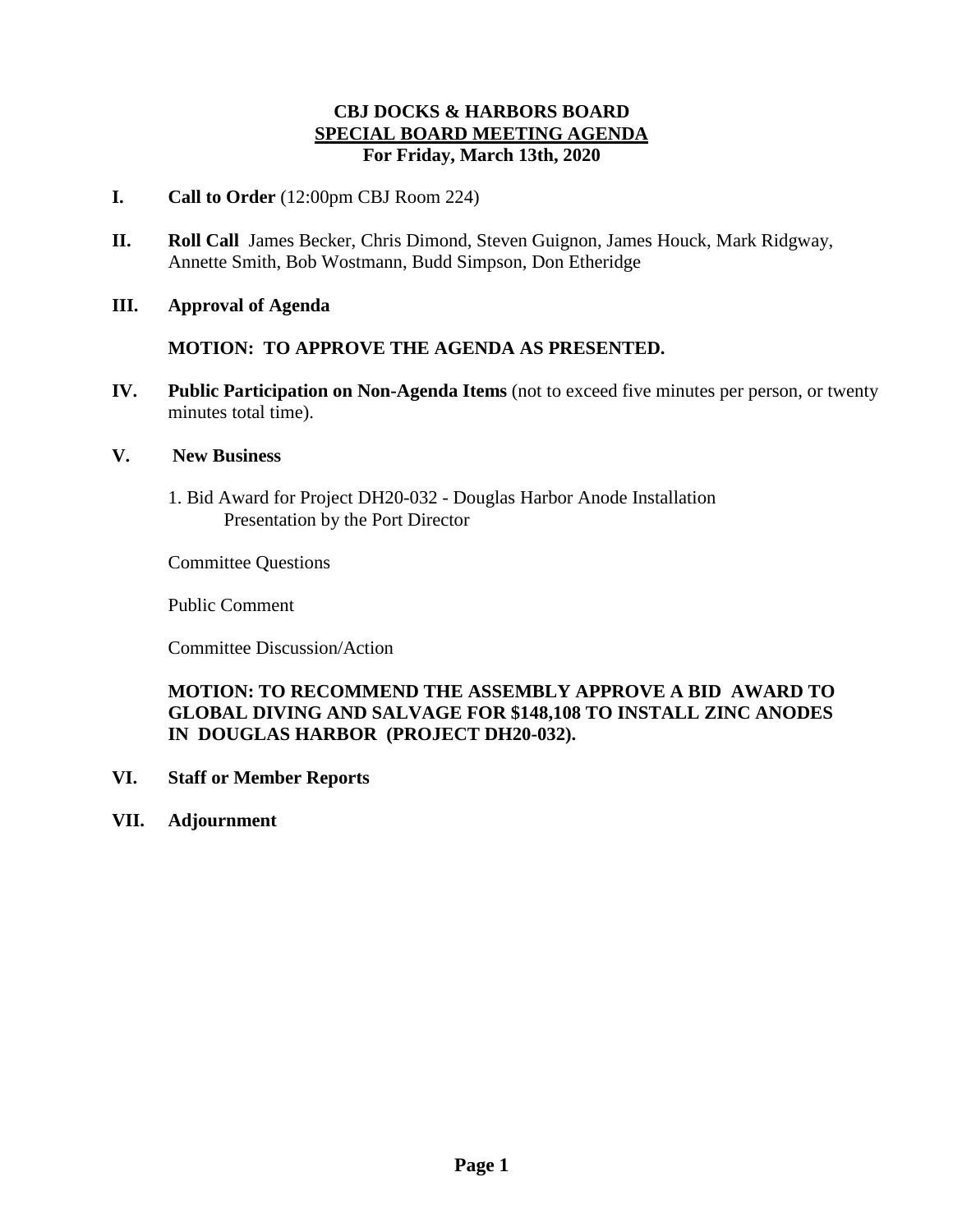# CBJ DOCKS & HARBORS BOARD
## SPECIAL BOARD MEETING AGENDA
### For Friday, March 13th, 2020

**I. Call to Order** (12:00pm CBJ Room 224)

**II. Roll Call** James Becker, Chris Dimond, Steven Guignon, James Houck, Mark Ridgway, Annette Smith, Bob Wostmann, Budd Simpson, Don Etheridge

**III. Approval of Agenda**

**MOTION: TO APPROVE THE AGENDA AS PRESENTED.**

**IV. Public Participation on Non-Agenda Items** (not to exceed five minutes per person, or twenty minutes total time).

**V. New Business**

1. Bid Award for Project DH20-032 - Douglas Harbor Anode Installation
   Presentation by the Port Director

Committee Questions

Public Comment

Committee Discussion/Action

**MOTION: TO RECOMMEND THE ASSEMBLY APPROVE A BID AWARD TO GLOBAL DIVING AND SALVAGE FOR $148,108 TO INSTALL ZINC ANODES IN DOUGLAS HARBOR (PROJECT DH20-032).**

**VI. Staff or Member Reports**

**VII. Adjournment**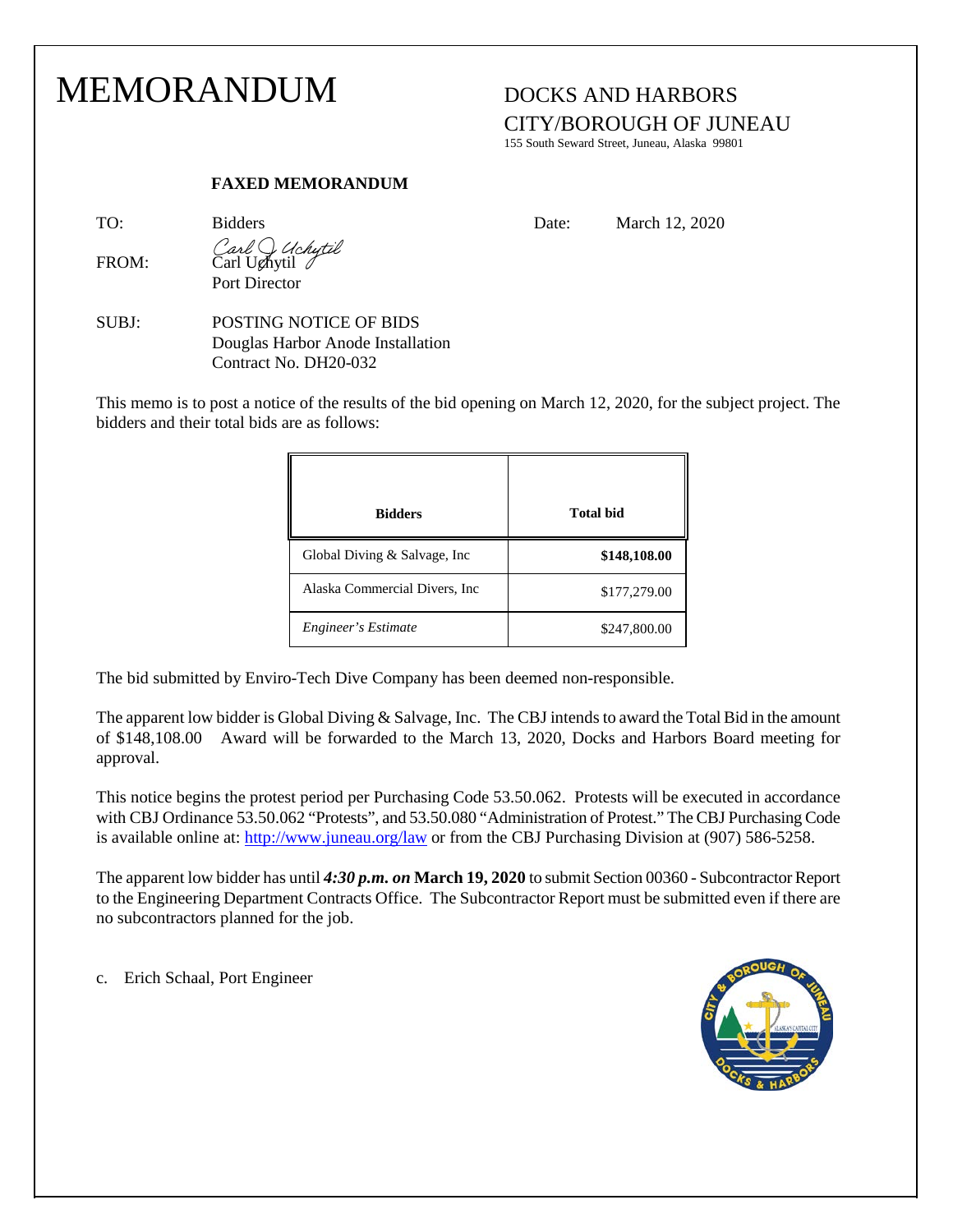# MEMORANDUM

DOCKS AND HARBORS
CITY/BOROUGH OF JUNEAU
155 South Seward Street, Juneau, Alaska 99801

**FAXED MEMORANDUM**

TO: Bidders  Date: March 12, 2020

FROM: Carl Uchytil
Port Director

SUBJ: POSTING NOTICE OF BIDS
Douglas Harbor Anode Installation
Contract No. DH20-032

This memo is to post a notice of the results of the bid opening on March 12, 2020, for the subject project. The bidders and their total bids are as follows:

| Bidders | Total bid |
|---|---|
| Global Diving & Salvage, Inc | **$148,108.00** |
| Alaska Commercial Divers, Inc | $177,279.00 |
| *Engineer's Estimate* | $247,800.00 |

The bid submitted by Enviro-Tech Dive Company has been deemed non-responsible.

The apparent low bidder is Global Diving & Salvage, Inc. The CBJ intends to award the Total Bid in the amount of $148,108.00 Award will be forwarded to the March 13, 2020, Docks and Harbors Board meeting for approval.

This notice begins the protest period per Purchasing Code 53.50.062. Protests will be executed in accordance with CBJ Ordinance 53.50.062 "Protests", and 53.50.080 "Administration of Protest." The CBJ Purchasing Code is available online at: http://www.juneau.org/law or from the CBJ Purchasing Division at (907) 586-5258.

The apparent low bidder has until ***4:30 p.m. on* March 19, 2020** to submit Section 00360 - Subcontractor Report to the Engineering Department Contracts Office. The Subcontractor Report must be submitted even if there are no subcontractors planned for the job.

c. Erich Schaal, Port Engineer